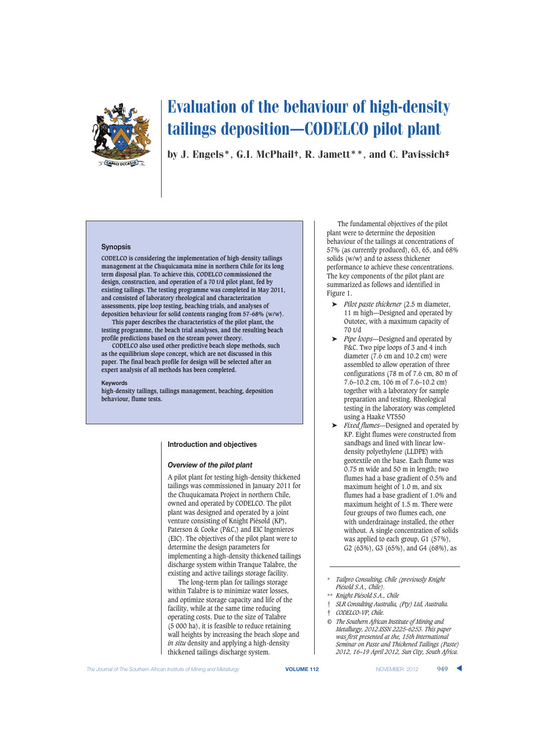# Evaluation of the behaviour of high-density tailings deposition—CODELCO pilot plant

by J. Engels*, G.I. McPhail†, R. Jamett**, and C. Pavissich‡

## Synopsis

**CODELCO is considering the implementation of high-density tailings management at the Chuquicamata mine in northern Chile for its long term disposal plan. To achieve this, CODELCO commissioned the design, construction, and operation of a 70 t/d pilot plant, fed by existing tailings. The testing programme was completed in May 2011, and consisted of laboratory rheological and characterization assessments, pipe loop testing, beaching trials, and analyses of deposition behaviour for solid contents ranging from 57–68% (w/w).**

**This paper describes the characteristics of the pilot plant, the testing programme, the beach trial analyses, and the resulting beach profile predictions based on the stream power theory.**

**CODELCO also used other predictive beach slope methods, such as the equilibrium slope concept, which are not discussed in this paper. The final beach profile for design will be selected after an expert analysis of all methods has been completed.**

### Keywords

**high-density tailings, tailings management, beaching, deposition behaviour, flume tests.**

## Introduction and objectives

### *Overview of the pilot plant*

A pilot plant for testing high-density thickened tailings was commissioned in January 2011 for the Chuquicamata Project in northern Chile, owned and operated by CODELCO. The pilot plant was designed and operated by a joint venture consisting of Knight Piésold (KP), Paterson & Cooke (P&C,) and EIC Ingenieros (EIC). The objectives of the pilot plant were to determine the design parameters for implementing a high-density thickened tailings discharge system within Tranque Talabre, the existing and active tailings storage facility.

The long-term plan for tailings storage within Talabre is to minimize water losses, and optimize storage capacity and life of the facility, while at the same time reducing operating costs. Due to the size of Talabre (5 000 ha), it is feasible to reduce retaining wall heights by increasing the beach slope and *in situ* density and applying a high-density thickened tailings discharge system.

The fundamental objectives of the pilot plant were to determine the deposition behaviour of the tailings at concentrations of 57% (as currently produced), 63, 65, and 68% solids (w/w) and to assess thickener performance to achieve these concentrations. The key components of the pilot plant are summarized as follows and identified in Figure 1.

- *Pilot paste thickener* (2.5 m diameter, 11 m high—Designed and operated by Outotec, with a maximum capacity of 70 t/d
- *Pipe loops*—Designed and operated by P&C. Two pipe loops of 3 and 4 inch diameter (7.6 cm and 10.2 cm) were assembled to allow operation of three configurations (78 m of 7.6 cm, 80 m of 7.6–10.2 cm, 106 m of 7.6–10.2 cm) together with a laboratory for sample preparation and testing. Rheological testing in the laboratory was completed using a Haake VT550
- *Fixed flumes*—Designed and operated by KP. Eight flumes were constructed from sandbags and lined with linear low-density polyethylene (LLDPE) with geotextile on the base. Each flume was 0.75 m wide and 50 m in length; two flumes had a base gradient of 0.5% and maximum height of 1.0 m, and six flumes had a base gradient of 1.0% and maximum height of 1.5 m. There were four groups of two flumes each, one with underdrainage installed, the other without. A single concentration of solids was applied to each group, G1 (57%), G2 (63%), G3 (65%), and G4 (68%), as

---

\* *Tailpro Consulting, Chile (previously Knight Piésold S.A., Chile).*

\*\* *Knight Piésold S.A., Chile*

† *SLR Consulting Australia, (Pty) Ltd, Australia.*

‡ *CODELCO-VP, Chile.*

© *The Southern African Institute of Mining and Metallurgy, 2012.ISSN 2225-6253. This paper was first presented at the, 15th International Seminar on Paste and Thickened Tailings (Paste) 2012, 16–19 April 2012, Sun City, South Africa.*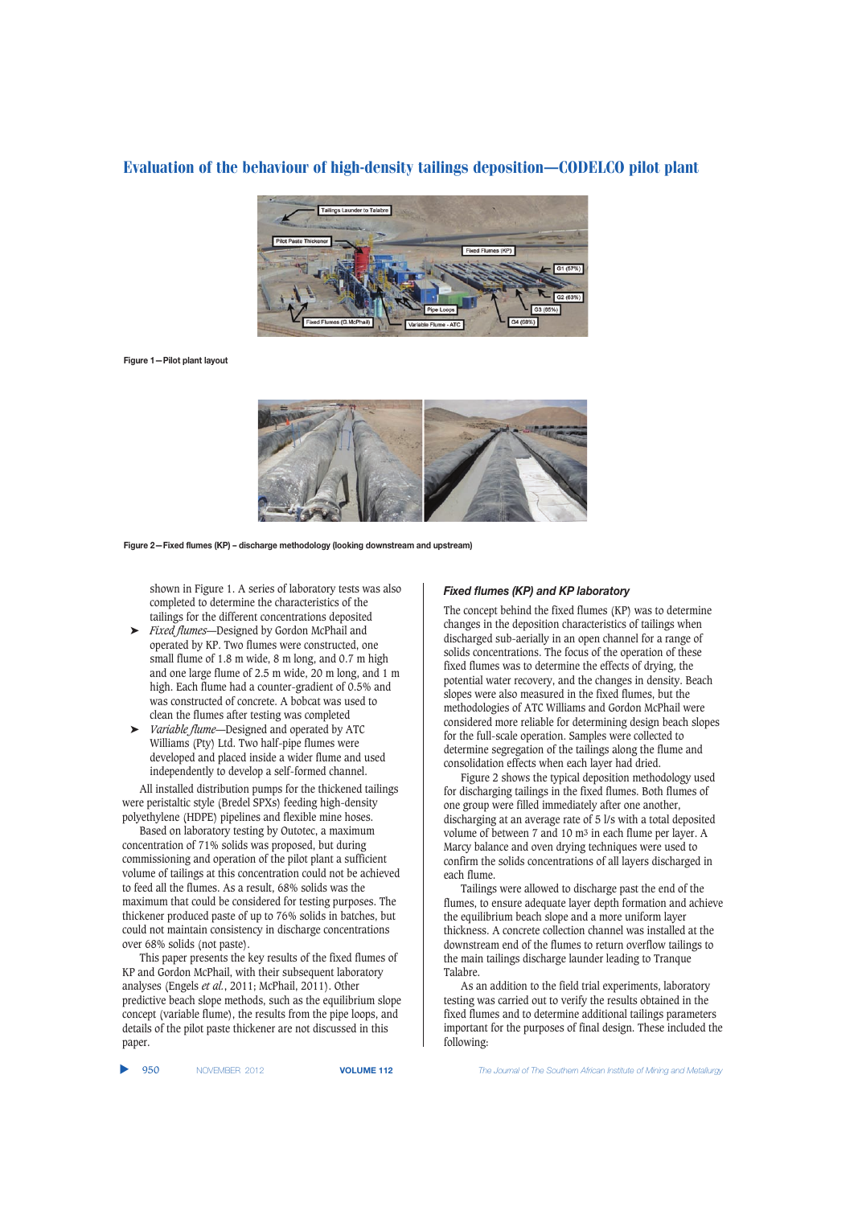Figure 1—Pilot plant layout

Figure 2—Fixed flumes (KP) – discharge methodology (looking downstream and upstream)

shown in Figure 1. A series of laboratory tests was also completed to determine the characteristics of the tailings for the different concentrations deposited

- *Fixed flumes*—Designed by Gordon McPhail and operated by KP. Two flumes were constructed, one small flume of 1.8 m wide, 8 m long, and 0.7 m high and one large flume of 2.5 m wide, 20 m long, and 1 m high. Each flume had a counter-gradient of 0.5% and was constructed of concrete. A bobcat was used to clean the flumes after testing was completed
- *Variable flume*—Designed and operated by ATC Williams (Pty) Ltd. Two half-pipe flumes were developed and placed inside a wider flume and used independently to develop a self-formed channel.

All installed distribution pumps for the thickened tailings were peristaltic style (Bredel SPXs) feeding high-density polyethylene (HDPE) pipelines and flexible mine hoses.

Based on laboratory testing by Outotec, a maximum concentration of 71% solids was proposed, but during commissioning and operation of the pilot plant a sufficient volume of tailings at this concentration could not be achieved to feed all the flumes. As a result, 68% solids was the maximum that could be considered for testing purposes. The thickener produced paste of up to 76% solids in batches, but could not maintain consistency in discharge concentrations over 68% solids (not paste).

This paper presents the key results of the fixed flumes of KP and Gordon McPhail, with their subsequent laboratory analyses (Engels *et al.*, 2011; McPhail, 2011). Other predictive beach slope methods, such as the equilibrium slope concept (variable flume), the results from the pipe loops, and details of the pilot paste thickener are not discussed in this paper.

### Fixed flumes (KP) and KP laboratory

The concept behind the fixed flumes (KP) was to determine changes in the deposition characteristics of tailings when discharged sub-aerially in an open channel for a range of solids concentrations. The focus of the operation of these fixed flumes was to determine the effects of drying, the potential water recovery, and the changes in density. Beach slopes were also measured in the fixed flumes, but the methodologies of ATC Williams and Gordon McPhail were considered more reliable for determining design beach slopes for the full-scale operation. Samples were collected to determine segregation of the tailings along the flume and consolidation effects when each layer had dried.

Figure 2 shows the typical deposition methodology used for discharging tailings in the fixed flumes. Both flumes of one group were filled immediately after one another, discharging at an average rate of 5 l/s with a total deposited volume of between 7 and 10 m$^3$ in each flume per layer. A Marcy balance and oven drying techniques were used to confirm the solids concentrations of all layers discharged in each flume.

Tailings were allowed to discharge past the end of the flumes, to ensure adequate layer depth formation and achieve the equilibrium beach slope and a more uniform layer thickness. A concrete collection channel was installed at the downstream end of the flumes to return overflow tailings to the main tailings discharge launder leading to Tranque Talabre.

As an addition to the field trial experiments, laboratory testing was carried out to verify the results obtained in the fixed flumes and to determine additional tailings parameters important for the purposes of final design. These included the following: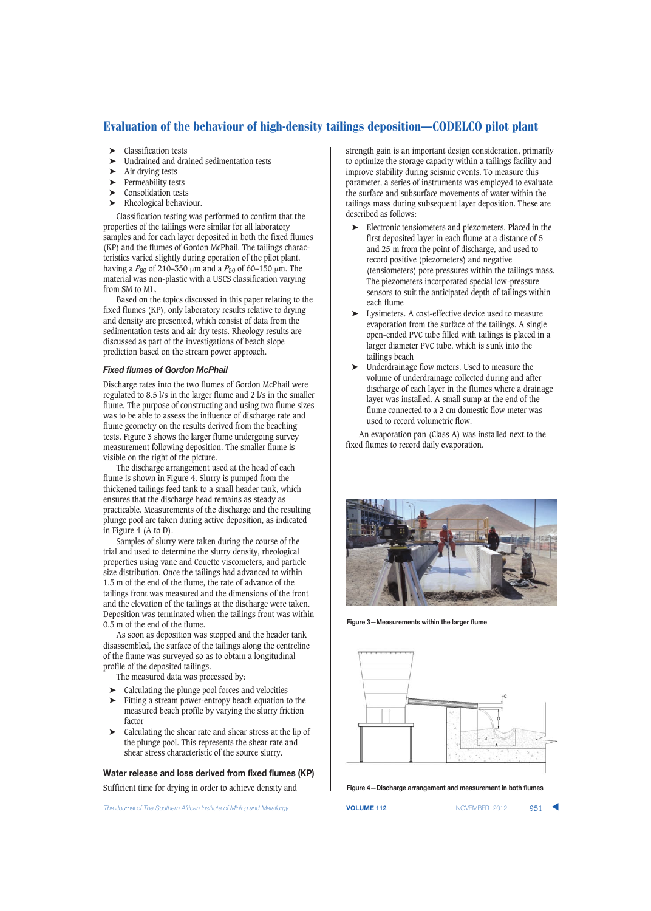- Classification tests
- Undrained and drained sedimentation tests
- Air drying tests
- Permeability tests
- Consolidation tests
- Rheological behaviour.

Classification testing was performed to confirm that the properties of the tailings were similar for all laboratory samples and for each layer deposited in both the fixed flumes (KP) and the flumes of Gordon McPhail. The tailings characteristics varied slightly during operation of the pilot plant, having a $P_{80}$ of 210–350 μm and a $P_{50}$ of 60–150 μm. The material was non-plastic with a USCS classification varying from SM to ML.

Based on the topics discussed in this paper relating to the fixed flumes (KP), only laboratory results relative to drying and density are presented, which consist of data from the sedimentation tests and air dry tests. Rheology results are discussed as part of the investigations of beach slope prediction based on the stream power approach.

### *Fixed flumes of Gordon McPhail*

Discharge rates into the two flumes of Gordon McPhail were regulated to 8.5 l/s in the larger flume and 2 l/s in the smaller flume. The purpose of constructing and using two flume sizes was to be able to assess the influence of discharge rate and flume geometry on the results derived from the beaching tests. Figure 3 shows the larger flume undergoing survey measurement following deposition. The smaller flume is visible on the right of the picture.

The discharge arrangement used at the head of each flume is shown in Figure 4. Slurry is pumped from the thickened tailings feed tank to a small header tank, which ensures that the discharge head remains as steady as practicable. Measurements of the discharge and the resulting plunge pool are taken during active deposition, as indicated in Figure 4 (A to D).

Samples of slurry were taken during the course of the trial and used to determine the slurry density, rheological properties using vane and Couette viscometers, and particle size distribution. Once the tailings had advanced to within 1.5 m of the end of the flume, the rate of advance of the tailings front was measured and the dimensions of the front and the elevation of the tailings at the discharge were taken. Deposition was terminated when the tailings front was within 0.5 m of the end of the flume.

As soon as deposition was stopped and the header tank disassembled, the surface of the tailings along the centreline of the flume was surveyed so as to obtain a longitudinal profile of the deposited tailings.

The measured data was processed by:

- Calculating the plunge pool forces and velocities
- Fitting a stream power-entropy beach equation to the measured beach profile by varying the slurry friction factor
- Calculating the shear rate and shear stress at the lip of the plunge pool. This represents the shear rate and shear stress characteristic of the source slurry.

## Water release and loss derived from fixed flumes (KP)

Sufficient time for drying in order to achieve density and strength gain is an important design consideration, primarily to optimize the storage capacity within a tailings facility and improve stability during seismic events. To measure this parameter, a series of instruments was employed to evaluate the surface and subsurface movements of water within the tailings mass during subsequent layer deposition. These are described as follows:

- Electronic tensiometers and piezometers. Placed in the first deposited layer in each flume at a distance of 5 and 25 m from the point of discharge, and used to record positive (piezometers) and negative (tensiometers) pore pressures within the tailings mass. The piezometers incorporated special low-pressure sensors to suit the anticipated depth of tailings within each flume
- Lysimeters. A cost-effective device used to measure evaporation from the surface of the tailings. A single open-ended PVC tube filled with tailings is placed in a larger diameter PVC tube, which is sunk into the tailings beach
- Underdrainage flow meters. Used to measure the volume of underdrainage collected during and after discharge of each layer in the flumes where a drainage layer was installed. A small sump at the end of the flume connected to a 2 cm domestic flow meter was used to record volumetric flow.

An evaporation pan (Class A) was installed next to the fixed flumes to record daily evaporation.

Figure 3—Measurements within the larger flume

Figure 4—Discharge arrangement and measurement in both flumes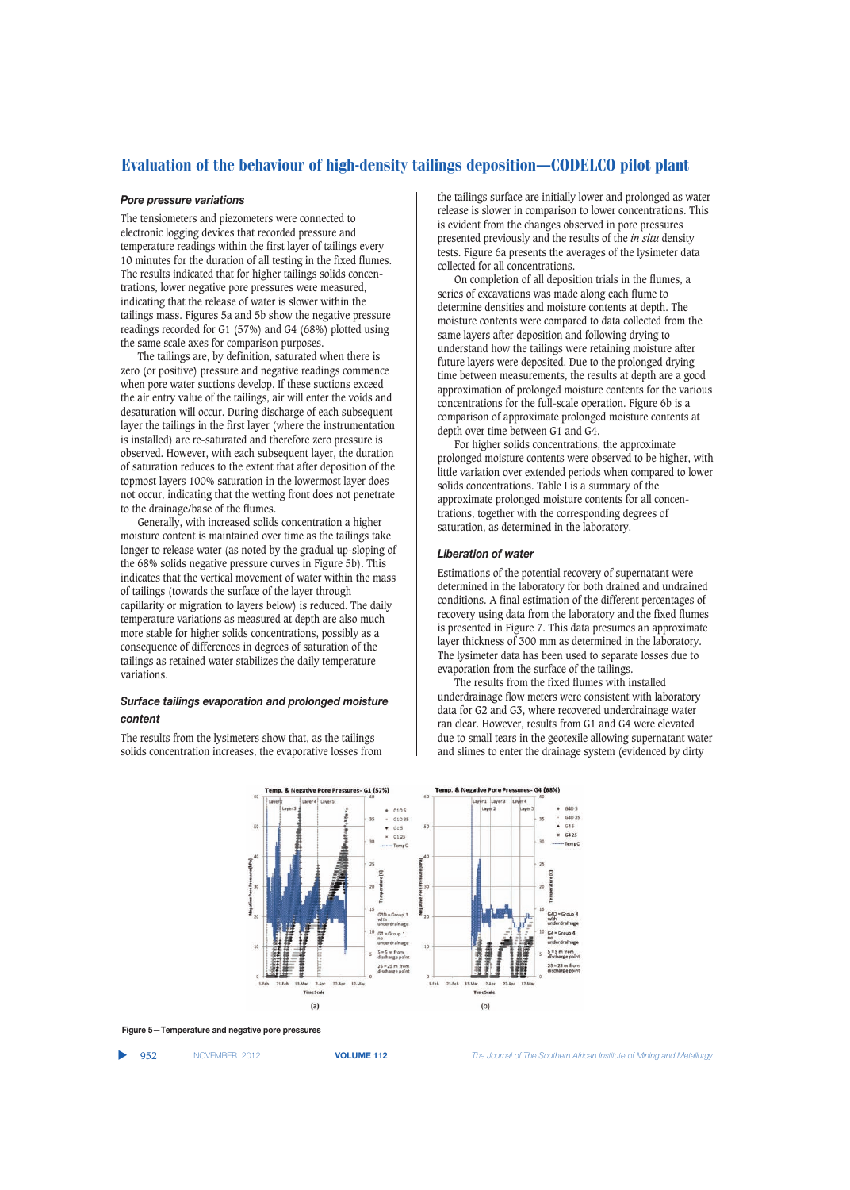## Pore pressure variations

The tensiometers and piezometers were connected to electronic logging devices that recorded pressure and temperature readings within the first layer of tailings every 10 minutes for the duration of all testing in the fixed flumes. The results indicated that for higher tailings solids concentrations, lower negative pore pressures were measured, indicating that the release of water is slower within the tailings mass. Figures 5a and 5b show the negative pressure readings recorded for G1 (57%) and G4 (68%) plotted using the same scale axes for comparison purposes.

The tailings are, by definition, saturated when there is zero (or positive) pressure and negative readings commence when pore water suctions develop. If these suctions exceed the air entry value of the tailings, air will enter the voids and desaturation will occur. During discharge of each subsequent layer the tailings in the first layer (where the instrumentation is installed) are re-saturated and therefore zero pressure is observed. However, with each subsequent layer, the duration of saturation reduces to the extent that after deposition of the topmost layers 100% saturation in the lowermost layer does not occur, indicating that the wetting front does not penetrate to the drainage/base of the flumes.

Generally, with increased solids concentration a higher moisture content is maintained over time as the tailings take longer to release water (as noted by the gradual up-sloping of the 68% solids negative pressure curves in Figure 5b). This indicates that the vertical movement of water within the mass of tailings (towards the surface of the layer through capillarity or migration to layers below) is reduced. The daily temperature variations as measured at depth are also much more stable for higher solids concentrations, possibly as a consequence of differences in degrees of saturation of the tailings as retained water stabilizes the daily temperature variations.

## Surface tailings evaporation and prolonged moisture content

The results from the lysimeters show that, as the tailings solids concentration increases, the evaporative losses from the tailings surface are initially lower and prolonged as water release is slower in comparison to lower concentrations. This is evident from the changes observed in pore pressures presented previously and the results of the *in situ* density tests. Figure 6a presents the averages of the lysimeter data collected for all concentrations.

On completion of all deposition trials in the flumes, a series of excavations was made along each flume to determine densities and moisture contents at depth. The moisture contents were compared to data collected from the same layers after deposition and following drying to understand how the tailings were retaining moisture after future layers were deposited. Due to the prolonged drying time between measurements, the results at depth are a good approximation of prolonged moisture contents for the various concentrations for the full-scale operation. Figure 6b is a comparison of approximate prolonged moisture contents at depth over time between G1 and G4.

For higher solids concentrations, the approximate prolonged moisture contents were observed to be higher, with little variation over extended periods when compared to lower solids concentrations. Table I is a summary of the approximate prolonged moisture contents for all concentrations, together with the corresponding degrees of saturation, as determined in the laboratory.

## Liberation of water

Estimations of the potential recovery of supernatant were determined in the laboratory for both drained and undrained conditions. A final estimation of the different percentages of recovery using data from the laboratory and the fixed flumes is presented in Figure 7. This data presumes an approximate layer thickness of 300 mm as determined in the laboratory. The lysimeter data has been used to separate losses due to evaporation from the surface of the tailings.

The results from the fixed flumes with installed underdrainage flow meters were consistent with laboratory data for G2 and G3, where recovered underdrainage water ran clear. However, results from G1 and G4 were elevated due to small tears in the geotexile allowing supernatant water and slimes to enter the drainage system (evidenced by dirty

**Figure 5—Temperature and negative pore pressures**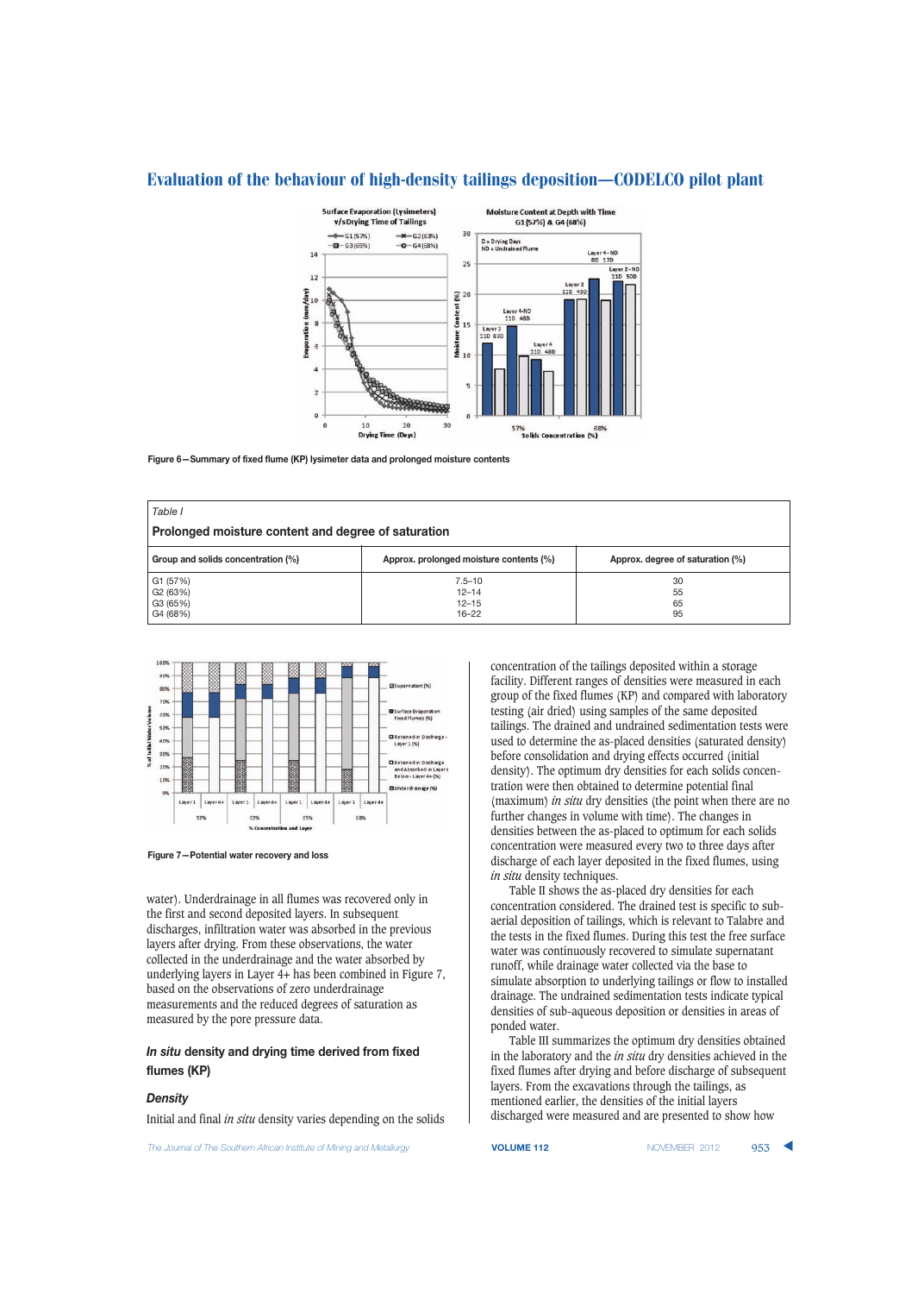Figure 6—Summary of fixed flume (KP) lysimeter data and prolonged moisture contents

| Table I | | |
|---|---|---|
| **Prolonged moisture content and degree of saturation** | | |
| **Group and solids concentration (%)** | **Approx. prolonged moisture contents (%)** | **Approx. degree of saturation (%)** |
| G1 (57%) | 7.5–10 | 30 |
| G2 (63%) | 12–14 | 55 |
| G3 (65%) | 12–15 | 65 |
| G4 (68%) | 16–22 | 95 |

Figure 7—Potential water recovery and loss

water). Underdrainage in all flumes was recovered only in the first and second deposited layers. In subsequent discharges, infiltration water was absorbed in the previous layers after drying. From these observations, the water collected in the underdrainage and the water absorbed by underlying layers in Layer 4+ has been combined in Figure 7, based on the observations of zero underdrainage measurements and the reduced degrees of saturation as measured by the pore pressure data.

### *In situ* density and drying time derived from fixed flumes (KP)

#### *Density*

Initial and final *in situ* density varies depending on the solids concentration of the tailings deposited within a storage facility. Different ranges of densities were measured in each group of the fixed flumes (KP) and compared with laboratory testing (air dried) using samples of the same deposited tailings. The drained and undrained sedimentation tests were used to determine the as-placed densities (saturated density) before consolidation and drying effects occurred (initial density). The optimum dry densities for each solids concentration were then obtained to determine potential final (maximum) *in situ* dry densities (the point when there are no further changes in volume with time). The changes in densities between the as-placed to optimum for each solids concentration were measured every two to three days after discharge of each layer deposited in the fixed flumes, using *in situ* density techniques.

Table II shows the as-placed dry densities for each concentration considered. The drained test is specific to sub-aerial deposition of tailings, which is relevant to Talabre and the tests in the fixed flumes. During this test the free surface water was continuously recovered to simulate supernatant runoff, while drainage water collected via the base to simulate absorption to underlying tailings or flow to installed drainage. The undrained sedimentation tests indicate typical densities of sub-aqueous deposition or densities in areas of ponded water.

Table III summarizes the optimum dry densities obtained in the laboratory and the *in situ* dry densities achieved in the fixed flumes after drying and before discharge of subsequent layers. From the excavations through the tailings, as mentioned earlier, the densities of the initial layers discharged were measured and are presented to show how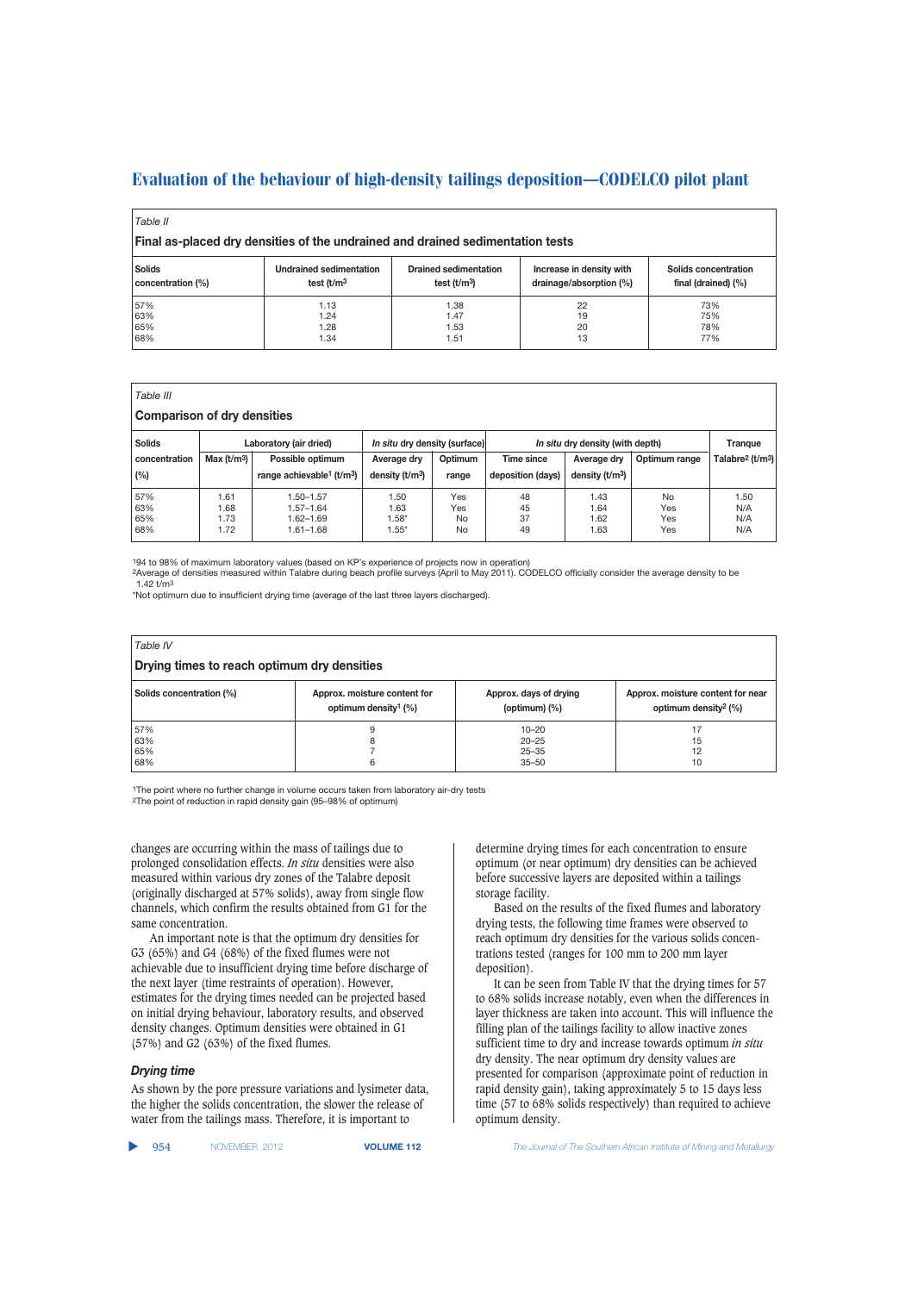*Table II*

**Final as-placed dry densities of the undrained and drained sedimentation tests**

| Solids concentration (%) | Undrained sedimentation test (t/m³) | Drained sedimentation test (t/m³) | Increase in density with drainage/absorption (%) | Solids concentration final (drained) (%) |
|---|---|---|---|---|
| 57% | 1.13 | 1.38 | 22 | 73% |
| 63% | 1.24 | 1.47 | 19 | 75% |
| 65% | 1.28 | 1.53 | 20 | 78% |
| 68% | 1.34 | 1.51 | 13 | 77% |

*Table III*

**Comparison of dry densities**

| Solids | Laboratory (air dried) | | *In situ* dry density (surface) | | *In situ* dry density (with depth) | | | Tranque |
|---|---|---|---|---|---|---|---|---|
| concentration (%) | Max (t/m³) | Possible optimum range achievable[1] (t/m³) | Average dry density (t/m³) | Optimum range | Time since deposition (days) | Average dry density (t/m³) | Optimum range | Talabre[2] (t/m³) |
| 57% | 1.61 | 1.50–1.57 | 1.50 | Yes | 48 | 1.43 | No | 1.50 |
| 63% | 1.68 | 1.57–1.64 | 1.63 | Yes | 45 | 1.64 | Yes | N/A |
| 65% | 1.73 | 1.62–1.69 | 1.58* | No | 37 | 1.62 | Yes | N/A |
| 68% | 1.72 | 1.61–1.68 | 1.55* | No | 49 | 1.63 | Yes | N/A |

[1]94 to 98% of maximum laboratory values (based on KP's experience of projects now in operation)
[2]Average of densities measured within Talabre during beach profile surveys (April to May 2011). CODELCO officially consider the average density to be 1.42 t/m³
*Not optimum due to insufficient drying time (average of the last three layers discharged).

*Table IV*

**Drying times to reach optimum dry densities**

| Solids concentration (%) | Approx. moisture content for optimum density[1] (%) | Approx. days of drying (optimum) (%) | Approx. moisture content for near optimum density[2] (%) |
|---|---|---|---|
| 57% | 9 | 10–20 | 17 |
| 63% | 8 | 20–25 | 15 |
| 65% | 7 | 25–35 | 12 |
| 68% | 6 | 35–50 | 10 |

[1]The point where no further change in volume occurs taken from laboratory air-dry tests
[2]The point of reduction in rapid density gain (95–98% of optimum)

changes are occurring within the mass of tailings due to prolonged consolidation effects. *In situ* densities were also measured within various dry zones of the Talabre deposit (originally discharged at 57% solids), away from single flow channels, which confirm the results obtained from G1 for the same concentration.

An important note is that the optimum dry densities for G3 (65%) and G4 (68%) of the fixed flumes were not achievable due to insufficient drying time before discharge of the next layer (time restraints of operation). However, estimates for the drying times needed can be projected based on initial drying behaviour, laboratory results, and observed density changes. Optimum densities were obtained in G1 (57%) and G2 (63%) of the fixed flumes.

### *Drying time*

As shown by the pore pressure variations and lysimeter data, the higher the solids concentration, the slower the release of water from the tailings mass. Therefore, it is important to determine drying times for each concentration to ensure optimum (or near optimum) dry densities can be achieved before successive layers are deposited within a tailings storage facility.

Based on the results of the fixed flumes and laboratory drying tests, the following time frames were observed to reach optimum dry densities for the various solids concentrations tested (ranges for 100 mm to 200 mm layer deposition).

It can be seen from Table IV that the drying times for 57 to 68% solids increase notably, even when the differences in layer thickness are taken into account. This will influence the filling plan of the tailings facility to allow inactive zones sufficient time to dry and increase towards optimum *in situ* dry density. The near optimum dry density values are presented for comparison (approximate point of reduction in rapid density gain), taking approximately 5 to 15 days less time (57 to 68% solids respectively) than required to achieve optimum density.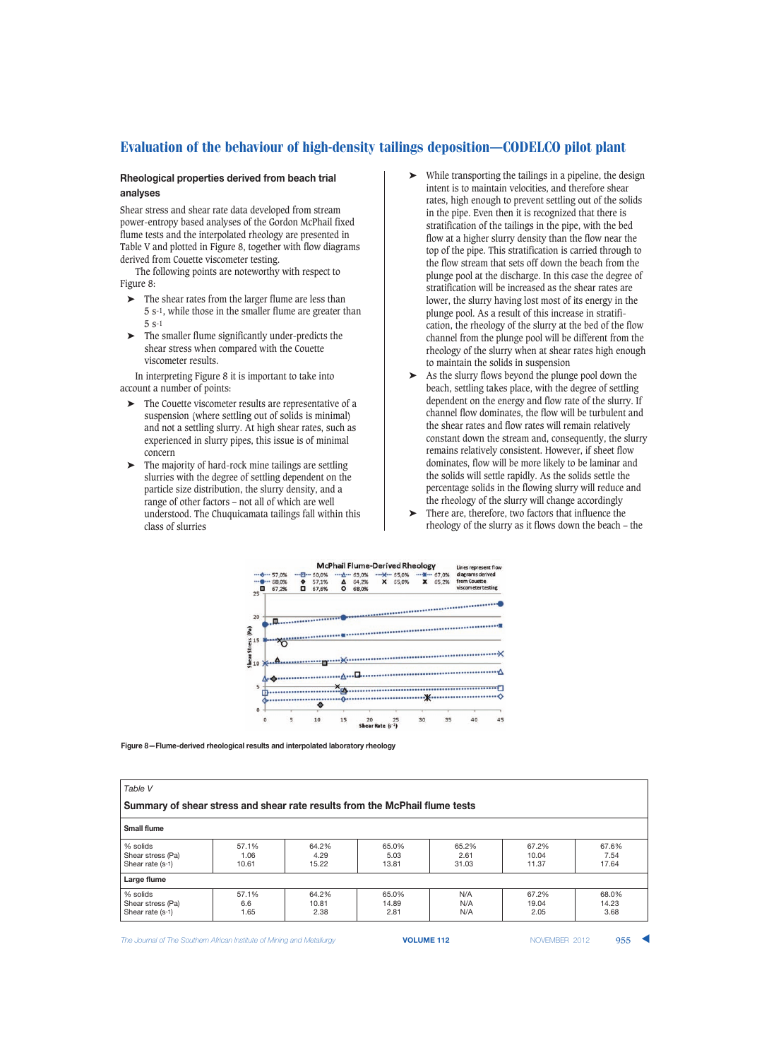## Rheological properties derived from beach trial analyses

Shear stress and shear rate data developed from stream power-entropy based analyses of the Gordon McPhail fixed flume tests and the interpolated rheology are presented in Table V and plotted in Figure 8, together with flow diagrams derived from Couette viscometer testing.

The following points are noteworthy with respect to Figure 8:

- The shear rates from the larger flume are less than 5 $s^{-1}$, while those in the smaller flume are greater than 5 $s^{-1}$
- The smaller flume significantly under-predicts the shear stress when compared with the Couette viscometer results.

In interpreting Figure 8 it is important to take into account a number of points:

- The Couette viscometer results are representative of a suspension (where settling out of solids is minimal) and not a settling slurry. At high shear rates, such as experienced in slurry pipes, this issue is of minimal concern
- The majority of hard-rock mine tailings are settling slurries with the degree of settling dependent on the particle size distribution, the slurry density, and a range of other factors – not all of which are well understood. The Chuquicamata tailings fall within this class of slurries
- While transporting the tailings in a pipeline, the design intent is to maintain velocities, and therefore shear rates, high enough to prevent settling out of the solids in the pipe. Even then it is recognized that there is stratification of the tailings in the pipe, with the bed flow at a higher slurry density than the flow near the top of the pipe. This stratification is carried through to the flow stream that sets off down the beach from the plunge pool at the discharge. In this case the degree of stratification will be increased as the shear rates are lower, the slurry having lost most of its energy in the plunge pool. As a result of this increase in stratification, the rheology of the slurry at the bed of the flow channel from the plunge pool will be different from the rheology of the slurry when at shear rates high enough to maintain the solids in suspension
- As the slurry flows beyond the plunge pool down the beach, settling takes place, with the degree of settling dependent on the energy and flow rate of the slurry. If channel flow dominates, the flow will be turbulent and the shear rates and flow rates will remain relatively constant down the stream and, consequently, the slurry remains relatively consistent. However, if sheet flow dominates, flow will be more likely to be laminar and the solids will settle rapidly. As the solids settle the percentage solids in the flowing slurry will reduce and the rheology of the slurry will change accordingly
- There are, therefore, two factors that influence the rheology of the slurry as it flows down the beach – the

Figure 8—Flume-derived rheological results and interpolated laboratory rheology

*Table V*

**Summary of shear stress and shear rate results from the McPhail flume tests**

| | | | | | | |
|---|---|---|---|---|---|---|
| **Small flume** | | | | | | |
| % solids | 57.1% | 64.2% | 65.0% | 65.2% | 67.2% | 67.6% |
| Shear stress (Pa) | 1.06 | 4.29 | 5.03 | 2.61 | 10.04 | 7.54 |
| Shear rate (s-1) | 10.61 | 15.22 | 13.81 | 31.03 | 11.37 | 17.64 |
| **Large flume** | | | | | | |
| % solids | 57.1% | 64.2% | 65.0% | N/A | 67.2% | 68.0% |
| Shear stress (Pa) | 6.6 | 10.81 | 14.89 | N/A | 19.04 | 14.23 |
| Shear rate (s-1) | 1.65 | 2.38 | 2.81 | N/A | 2.05 | 3.68 |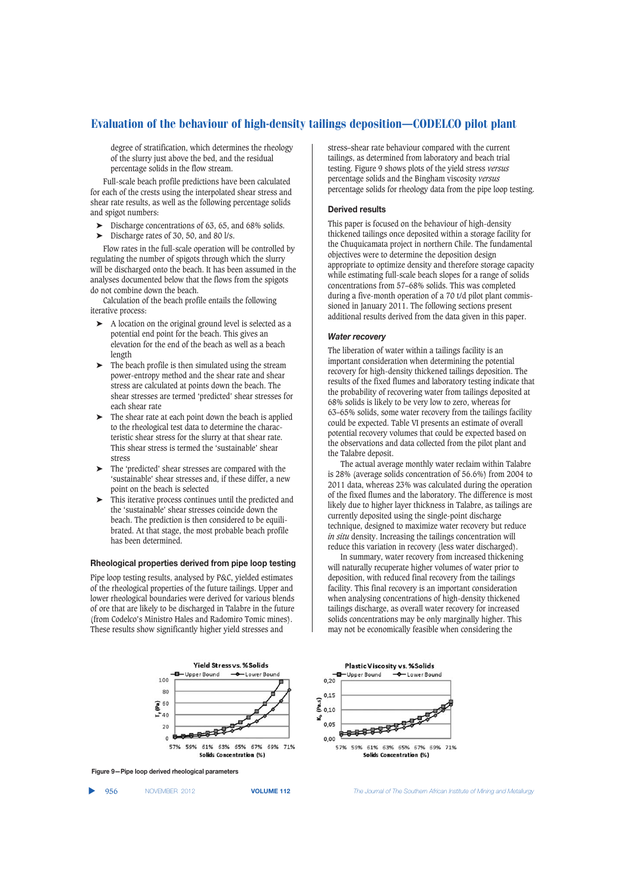degree of stratification, which determines the rheology of the slurry just above the bed, and the residual percentage solids in the flow stream.

Full-scale beach profile predictions have been calculated for each of the crests using the interpolated shear stress and shear rate results, as well as the following percentage solids and spigot numbers:

- ➤ Discharge concentrations of 63, 65, and 68% solids.
- ➤ Discharge rates of 30, 50, and 80 l/s.

Flow rates in the full-scale operation will be controlled by regulating the number of spigots through which the slurry will be discharged onto the beach. It has been assumed in the analyses documented below that the flows from the spigots do not combine down the beach.

Calculation of the beach profile entails the following iterative process:

- ➤ A location on the original ground level is selected as a potential end point for the beach. This gives an elevation for the end of the beach as well as a beach length
- ➤ The beach profile is then simulated using the stream power-entropy method and the shear rate and shear stress are calculated at points down the beach. The shear stresses are termed 'predicted' shear stresses for each shear rate
- ➤ The shear rate at each point down the beach is applied to the rheological test data to determine the characteristic shear stress for the slurry at that shear rate. This shear stress is termed the 'sustainable' shear stress
- ➤ The 'predicted' shear stresses are compared with the 'sustainable' shear stresses and, if these differ, a new point on the beach is selected
- ➤ This iterative process continues until the predicted and the 'sustainable' shear stresses coincide down the beach. The prediction is then considered to be equilibrated. At that stage, the most probable beach profile has been determined.

### Rheological properties derived from pipe loop testing

Pipe loop testing results, analysed by P&C, yielded estimates of the rheological properties of the future tailings. Upper and lower rheological boundaries were derived for various blends of ore that are likely to be discharged in Talabre in the future (from Codelco's Ministro Hales and Radomiro Tomic mines). These results show significantly higher yield stresses and stress–shear rate behaviour compared with the current tailings, as determined from laboratory and beach trial testing. Figure 9 shows plots of the yield stress *versus* percentage solids and the Bingham viscosity *versus* percentage solids for rheology data from the pipe loop testing.

### Derived results

This paper is focused on the behaviour of high-density thickened tailings once deposited within a storage facility for the Chuquicamata project in northern Chile. The fundamental objectives were to determine the deposition design appropriate to optimize density and therefore storage capacity while estimating full-scale beach slopes for a range of solids concentrations from 57–68% solids. This was completed during a five-month operation of a 70 t/d pilot plant commissioned in January 2011. The following sections present additional results derived from the data given in this paper.

#### *Water recovery*

The liberation of water within a tailings facility is an important consideration when determining the potential recovery for high-density thickened tailings deposition. The results of the fixed flumes and laboratory testing indicate that the probability of recovering water from tailings deposited at 68% solids is likely to be very low to zero, whereas for 63–65% solids, some water recovery from the tailings facility could be expected. Table VI presents an estimate of overall potential recovery volumes that could be expected based on the observations and data collected from the pilot plant and the Talabre deposit.

The actual average monthly water reclaim within Talabre is 28% (average solids concentration of 56.6%) from 2004 to 2011 data, whereas 23% was calculated during the operation of the fixed flumes and the laboratory. The difference is most likely due to higher layer thickness in Talabre, as tailings are currently deposited using the single-point discharge technique, designed to maximize water recovery but reduce *in situ* density. Increasing the tailings concentration will reduce this variation in recovery (less water discharged).

In summary, water recovery from increased thickening will naturally recuperate higher volumes of water prior to deposition, with reduced final recovery from the tailings facility. This final recovery is an important consideration when analysing concentrations of high-density thickened tailings discharge, as overall water recovery for increased solids concentrations may be only marginally higher. This may not be economically feasible when considering the

Figure 9—Pipe loop derived rheological parameters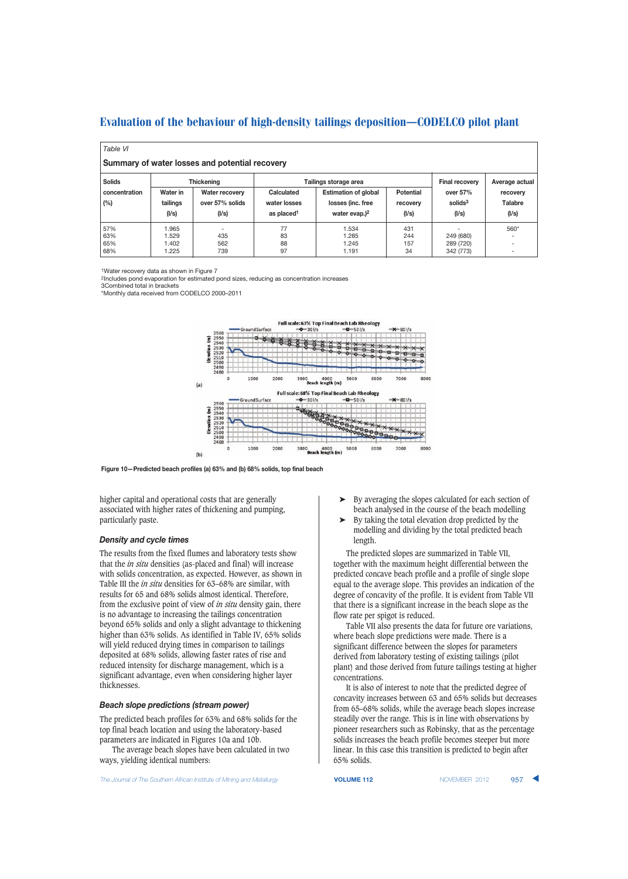Table VI

**Summary of water losses and potential recovery**

| Solids concentration (%) | Thickening | | Tailings storage area | | | Final recovery over 57% solids[3] (l/s) | Average actual recovery Talabre (l/s) |
|---|---|---|---|---|---|---|---|
| | Water in tailings (l/s) | Water recovery over 57% solids (l/s) | Calculated water losses as placed[1] | Estimation of global losses (inc. free water evap.)[2] | Potential recovery (l/s) | | |
| 57% | 1.965 | - | 77 | 1.534 | 431 | - | 560* |
| 63% | 1.529 | 435 | 83 | 1.285 | 244 | 249 (680) | - |
| 65% | 1.402 | 562 | 88 | 1.245 | 157 | 289 (720) | - |
| 68% | 1.225 | 739 | 97 | 1.191 | 34 | 342 (773) | - |

[1]Water recovery data as shown in Figure 7
[2]Includes pond evaporation for estimated pond sizes, reducing as concentration increases
3Combined total in brackets
*Monthly data received from CODELCO 2000–2011

Figure 10—Predicted beach profiles (a) 63% and (b) 68% solids, top final beach

higher capital and operational costs that are generally associated with higher rates of thickening and pumping, particularly paste.

### *Density and cycle times*

The results from the fixed flumes and laboratory tests show that the *in situ* densities (as-placed and final) will increase with solids concentration, as expected. However, as shown in Table III the *in situ* densities for 63–68% are similar, with results for 65 and 68% solids almost identical. Therefore, from the exclusive point of view of *in situ* density gain, there is no advantage to increasing the tailings concentration beyond 65% solids and only a slight advantage to thickening higher than 63% solids. As identified in Table IV, 65% solids will yield reduced drying times in comparison to tailings deposited at 68% solids, allowing faster rates of rise and reduced intensity for discharge management, which is a significant advantage, even when considering higher layer thicknesses.

### *Beach slope predictions (stream power)*

The predicted beach profiles for 63% and 68% solids for the top final beach location and using the laboratory-based parameters are indicated in Figures 10a and 10b.

The average beach slopes have been calculated in two ways, yielding identical numbers:

- By averaging the slopes calculated for each section of beach analysed in the course of the beach modelling
- By taking the total elevation drop predicted by the modelling and dividing by the total predicted beach length.

The predicted slopes are summarized in Table VII, together with the maximum height differential between the predicted concave beach profile and a profile of single slope equal to the average slope. This provides an indication of the degree of concavity of the profile. It is evident from Table VII that there is a significant increase in the beach slope as the flow rate per spigot is reduced.

Table VII also presents the data for future ore variations, where beach slope predictions were made. There is a significant difference between the slopes for parameters derived from laboratory testing of existing tailings (pilot plant) and those derived from future tailings testing at higher concentrations.

It is also of interest to note that the predicted degree of concavity increases between 63 and 65% solids but decreases from 65–68% solids, while the average beach slopes increase steadily over the range. This is in line with observations by pioneer researchers such as Robinsky, that as the percentage solids increases the beach profile becomes steeper but more linear. In this case this transition is predicted to begin after 65% solids.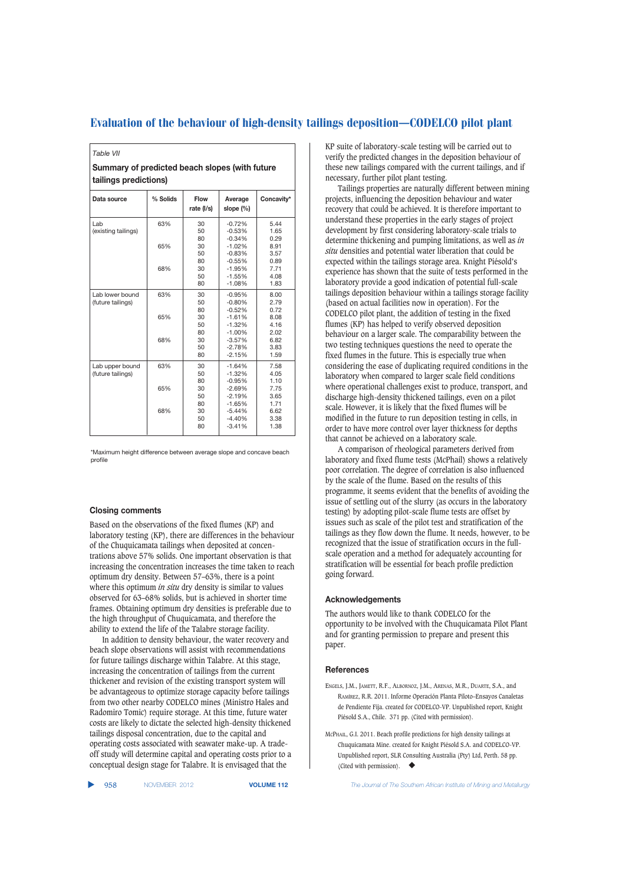*Table VII*

**Summary of predicted beach slopes (with future tailings predictions)**

| Data source | % Solids | Flow rate (l/s) | Average slope (%) | Concavity* |
|---|---|---|---|---|
| Lab (existing tailings) | 63% | 30 | -0.72% | 5.44 |
| | | 50 | -0.53% | 1.65 |
| | | 80 | -0.34% | 0.29 |
| | 65% | 30 | -1.02% | 8.91 |
| | | 50 | -0.83% | 3.57 |
| | | 80 | -0.55% | 0.89 |
| | 68% | 30 | -1.95% | 7.71 |
| | | 50 | -1.55% | 4.08 |
| | | 80 | -1.08% | 1.83 |
| Lab lower bound (future tailings) | 63% | 30 | -0.95% | 8.00 |
| | | 50 | -0.80% | 2.79 |
| | | 80 | -0.52% | 0.72 |
| | 65% | 30 | -1.61% | 8.08 |
| | | 50 | -1.32% | 4.16 |
| | | 80 | -1.00% | 2.02 |
| | 68% | 30 | -3.57% | 6.82 |
| | | 50 | -2.78% | 3.83 |
| | | 80 | -2.15% | 1.59 |
| Lab upper bound (future tailings) | 63% | 30 | -1.64% | 7.58 |
| | | 50 | -1.32% | 4.05 |
| | | 80 | -0.95% | 1.10 |
| | 65% | 30 | -2.69% | 7.75 |
| | | 50 | -2.19% | 3.65 |
| | | 80 | -1.65% | 1.71 |
| | 68% | 30 | -5.44% | 6.62 |
| | | 50 | -4.40% | 3.38 |
| | | 80 | -3.41% | 1.38 |

*Maximum height difference between average slope and concave beach profile

## Closing comments

Based on the observations of the fixed flumes (KP) and laboratory testing (KP), there are differences in the behaviour of the Chuquicamata tailings when deposited at concentrations above 57% solids. One important observation is that increasing the concentration increases the time taken to reach optimum dry density. Between 57–63%, there is a point where this optimum *in situ* dry density is similar to values observed for 63–68% solids, but is achieved in shorter time frames. Obtaining optimum dry densities is preferable due to the high throughput of Chuquicamata, and therefore the ability to extend the life of the Talabre storage facility.

In addition to density behaviour, the water recovery and beach slope observations will assist with recommendations for future tailings discharge within Talabre. At this stage, increasing the concentration of tailings from the current thickener and revision of the existing transport system will be advantageous to optimize storage capacity before tailings from two other nearby CODELCO mines (Ministro Hales and Radomiro Tomic) require storage. At this time, future water costs are likely to dictate the selected high-density thickened tailings disposal concentration, due to the capital and operating costs associated with seawater make-up. A trade-off study will determine capital and operating costs prior to a conceptual design stage for Talabre. It is envisaged that the KP suite of laboratory-scale testing will be carried out to verify the predicted changes in the deposition behaviour of these new tailings compared with the current tailings, and if necessary, further pilot plant testing.

Tailings properties are naturally different between mining projects, influencing the deposition behaviour and water recovery that could be achieved. It is therefore important to understand these properties in the early stages of project development by first considering laboratory-scale trials to determine thickening and pumping limitations, as well as *in situ* densities and potential water liberation that could be expected within the tailings storage area. Knight Piésold's experience has shown that the suite of tests performed in the laboratory provide a good indication of potential full-scale tailings deposition behaviour within a tailings storage facility (based on actual facilities now in operation). For the CODELCO pilot plant, the addition of testing in the fixed flumes (KP) has helped to verify observed deposition behaviour on a larger scale. The comparability between the two testing techniques questions the need to operate the fixed flumes in the future. This is especially true when considering the ease of duplicating required conditions in the laboratory when compared to larger scale field conditions where operational challenges exist to produce, transport, and discharge high-density thickened tailings, even on a pilot scale. However, it is likely that the fixed flumes will be modified in the future to run deposition testing in cells, in order to have more control over layer thickness for depths that cannot be achieved on a laboratory scale.

A comparison of rheological parameters derived from laboratory and fixed flume tests (McPhail) shows a relatively poor correlation. The degree of correlation is also influenced by the scale of the flume. Based on the results of this programme, it seems evident that the benefits of avoiding the issue of settling out of the slurry (as occurs in the laboratory testing) by adopting pilot-scale flume tests are offset by issues such as scale of the pilot test and stratification of the tailings as they flow down the flume. It needs, however, to be recognized that the issue of stratification occurs in the full-scale operation and a method for adequately accounting for stratification will be essential for beach profile prediction going forward.

## Acknowledgements

The authors would like to thank CODELCO for the opportunity to be involved with the Chuquicamata Pilot Plant and for granting permission to prepare and present this paper.

## References

Engels, J.M., Jamett, R.F., Albornoz, J.M., Arenas, M.R., Duarte, S.A., and Ramírez, R.R. 2011. Informe Operación Planta Piloto–Ensayos Canaletas de Pendiente Fija. created for CODELCO-VP. Unpublished report, Knight Piésold S.A., Chile. 371 pp. (Cited with permission).

McPhail, G.I. 2011. Beach profile predictions for high density tailings at Chuquicamata Mine. created for Knight Piésold S.A. and CODELCO-VP. Unpublished report, SLR Consulting Australia (Pty) Ltd, Perth. 58 pp. (Cited with permission). ◆